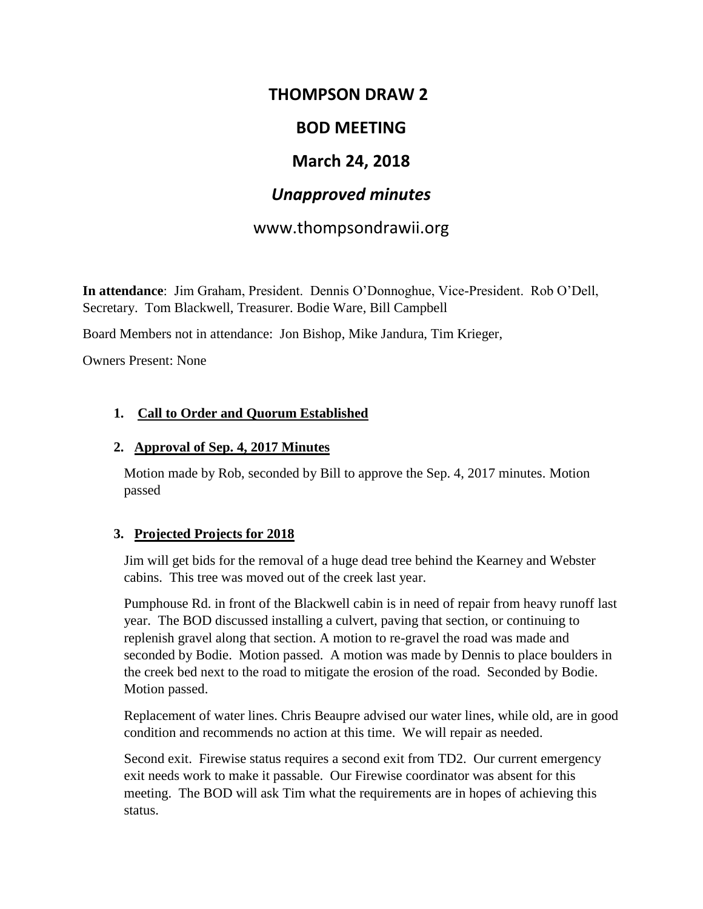# THOMPSON DRAW 2

# BOD MEETING

# March 24, 2018

# *Unapproved minutes*

www.thompsondrawii.org

**In attendance**: Jim Graham, President. Dennis O'Donnoghue, Vice-President. Rob O'Dell, Secretary. Tom Blackwell, Treasurer. Bodie Ware, Bill Campbell

Board Members not in attendance: Jon Bishop, Mike Jandura, Tim Krieger,

Owners Present: None

1. **Call to Order and Quorum Established**

2. **Approval of Sep. 4, 2017 Minutes**

   Motion made by Rob, seconded by Bill to approve the Sep. 4, 2017 minutes. Motion passed

3. **Projected Projects for 2018**

   Jim will get bids for the removal of a huge dead tree behind the Kearney and Webster cabins. This tree was moved out of the creek last year.

   Pumphouse Rd. in front of the Blackwell cabin is in need of repair from heavy runoff last year. The BOD discussed installing a culvert, paving that section, or continuing to replenish gravel along that section. A motion to re-gravel the road was made and seconded by Bodie. Motion passed. A motion was made by Dennis to place boulders in the creek bed next to the road to mitigate the erosion of the road. Seconded by Bodie. Motion passed.

   Replacement of water lines. Chris Beaupre advised our water lines, while old, are in good condition and recommends no action at this time. We will repair as needed.

   Second exit. Firewise status requires a second exit from TD2. Our current emergency exit needs work to make it passable. Our Firewise coordinator was absent for this meeting. The BOD will ask Tim what the requirements are in hopes of achieving this status.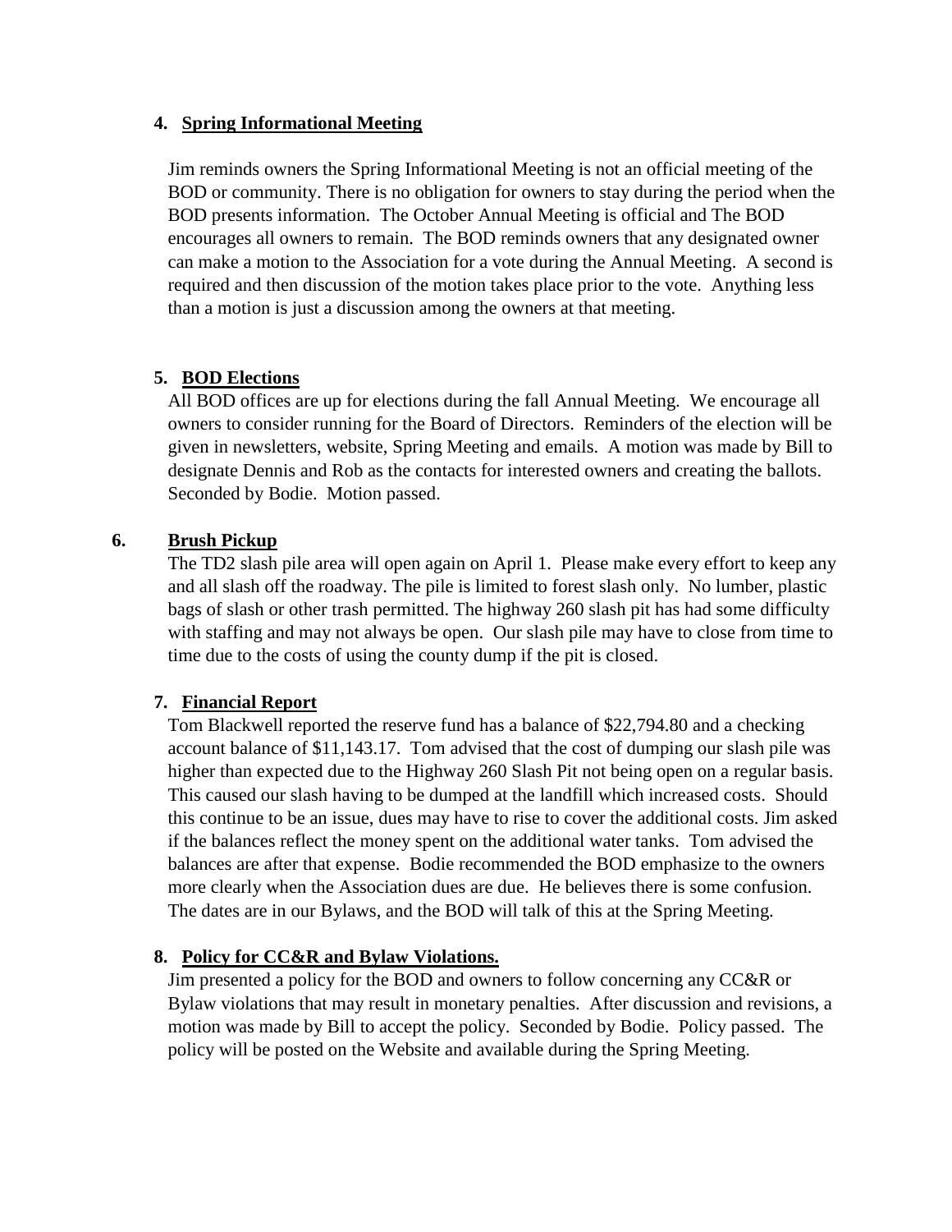4. **Spring Informational Meeting**

   Jim reminds owners the Spring Informational Meeting is not an official meeting of the BOD or community. There is no obligation for owners to stay during the period when the BOD presents information. The October Annual Meeting is official and The BOD encourages all owners to remain. The BOD reminds owners that any designated owner can make a motion to the Association for a vote during the Annual Meeting. A second is required and then discussion of the motion takes place prior to the vote. Anything less than a motion is just a discussion among the owners at that meeting.

5. **BOD Elections**

   All BOD offices are up for elections during the fall Annual Meeting. We encourage all owners to consider running for the Board of Directors. Reminders of the election will be given in newsletters, website, Spring Meeting and emails. A motion was made by Bill to designate Dennis and Rob as the contacts for interested owners and creating the ballots. Seconded by Bodie. Motion passed.

6. **Brush Pickup**

   The TD2 slash pile area will open again on April 1. Please make every effort to keep any and all slash off the roadway. The pile is limited to forest slash only. No lumber, plastic bags of slash or other trash permitted. The highway 260 slash pit has had some difficulty with staffing and may not always be open. Our slash pile may have to close from time to time due to the costs of using the county dump if the pit is closed.

7. **Financial Report**

   Tom Blackwell reported the reserve fund has a balance of $22,794.80 and a checking account balance of $11,143.17. Tom advised that the cost of dumping our slash pile was higher than expected due to the Highway 260 Slash Pit not being open on a regular basis. This caused our slash having to be dumped at the landfill which increased costs. Should this continue to be an issue, dues may have to rise to cover the additional costs. Jim asked if the balances reflect the money spent on the additional water tanks. Tom advised the balances are after that expense. Bodie recommended the BOD emphasize to the owners more clearly when the Association dues are due. He believes there is some confusion. The dates are in our Bylaws, and the BOD will talk of this at the Spring Meeting.

8. **Policy for CC&R and Bylaw Violations.**

   Jim presented a policy for the BOD and owners to follow concerning any CC&R or Bylaw violations that may result in monetary penalties. After discussion and revisions, a motion was made by Bill to accept the policy. Seconded by Bodie. Policy passed. The policy will be posted on the Website and available during the Spring Meeting.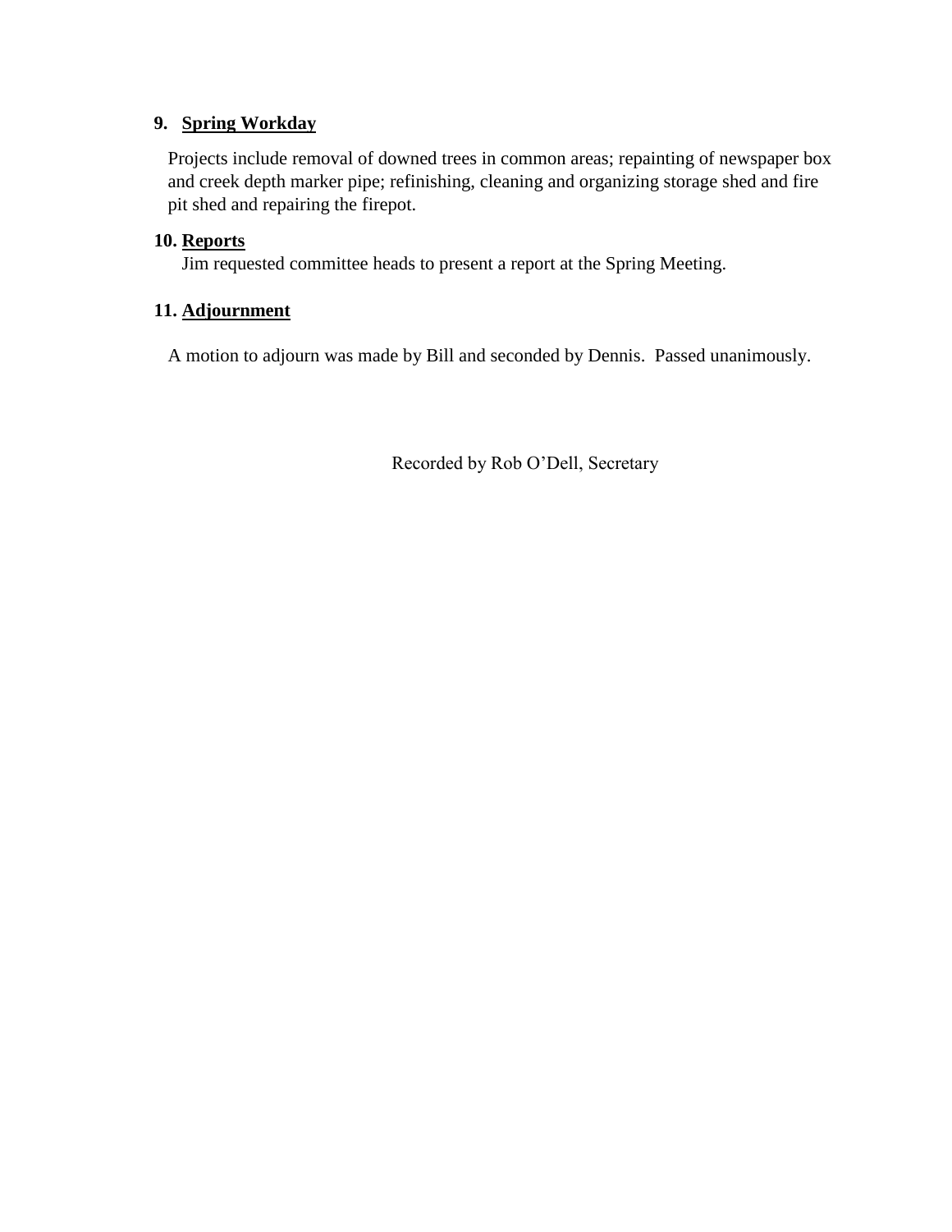**9. Spring Workday**

Projects include removal of downed trees in common areas; repainting of newspaper box and creek depth marker pipe; refinishing, cleaning and organizing storage shed and fire pit shed and repairing the firepot.

**10. Reports**

Jim requested committee heads to present a report at the Spring Meeting.

**11. Adjournment**

A motion to adjourn was made by Bill and seconded by Dennis. Passed unanimously.

Recorded by Rob O'Dell, Secretary